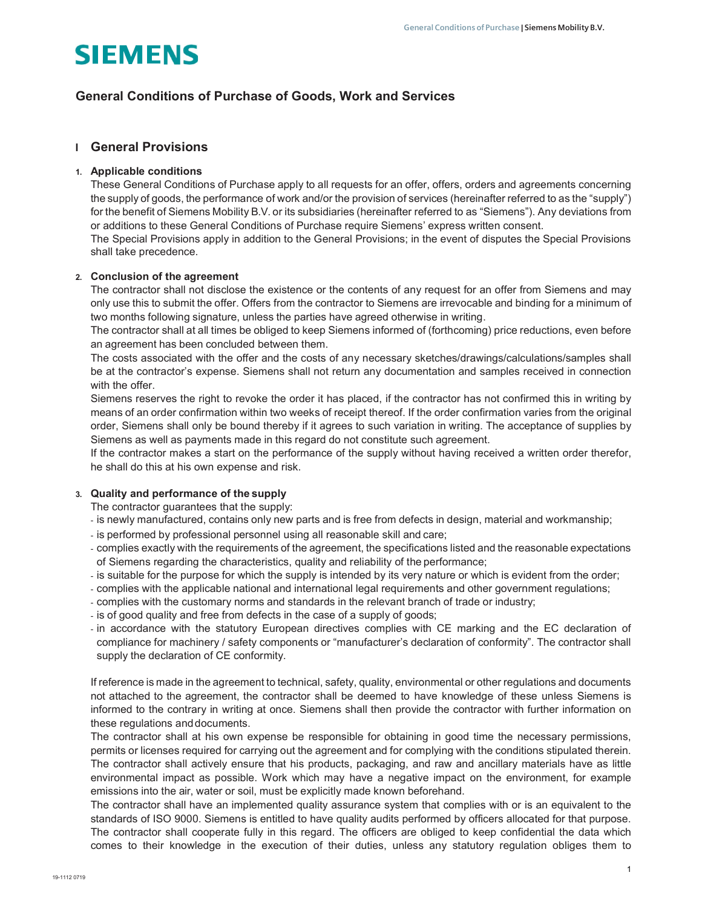# General Conditions of Purchase of Goods, Work and Services

## I General Provisions

### 1. Applicable conditions

These General Conditions of Purchase apply to all requests for an offer, offers, orders and agreements concerning the supply of goods, the performance of work and/or the provision of services (hereinafter referred to as the "supply") for the benefit of Siemens Mobility B.V. or its subsidiaries (hereinafter referred to as "Siemens"). Any deviations from or additions to these General Conditions of Purchase require Siemens' express written consent.

The Special Provisions apply in addition to the General Provisions; in the event of disputes the Special Provisions shall take precedence.

### 2. Conclusion of the agreement

The contractor shall not disclose the existence or the contents of any request for an offer from Siemens and may only use this to submit the offer. Offers from the contractor to Siemens are irrevocable and binding for a minimum of two months following signature, unless the parties have agreed otherwise in writing.

The contractor shall at all times be obliged to keep Siemens informed of (forthcoming) price reductions, even before an agreement has been concluded between them.

The costs associated with the offer and the costs of any necessary sketches/drawings/calculations/samples shall be at the contractor's expense. Siemens shall not return any documentation and samples received in connection with the offer.

Siemens reserves the right to revoke the order it has placed, if the contractor has not confirmed this in writing by means of an order confirmation within two weeks of receipt thereof. If the order confirmation varies from the original order, Siemens shall only be bound thereby if it agrees to such variation in writing. The acceptance of supplies by Siemens as well as payments made in this regard do not constitute such agreement.

If the contractor makes a start on the performance of the supply without having received a written order therefor, he shall do this at his own expense and risk.

### 3. Quality and performance of the supply

The contractor guarantees that the supply:

- is newly manufactured, contains only new parts and is free from defects in design, material and workmanship;
- is performed by professional personnel using all reasonable skill and care;
- complies exactly with the requirements of the agreement, the specifications listed and the reasonable expectations of Siemens regarding the characteristics, quality and reliability of the performance;
- is suitable for the purpose for which the supply is intended by its very nature or which is evident from the order;
- complies with the applicable national and international legal requirements and other government regulations;
- complies with the customary norms and standards in the relevant branch of trade or industry;
- is of good quality and free from defects in the case of a supply of goods;
- in accordance with the statutory European directives complies with CE marking and the EC declaration of compliance for machinery / safety components or "manufacturer's declaration of conformity". The contractor shall supply the declaration of CE conformity.

If reference is made in the agreement to technical, safety, quality, environmental or other regulations and documents not attached to the agreement, the contractor shall be deemed to have knowledge of these unless Siemens is informed to the contrary in writing at once. Siemens shall then provide the contractor with further information on these regulations and documents.

The contractor shall at his own expense be responsible for obtaining in good time the necessary permissions, permits or licenses required for carrying out the agreement and for complying with the conditions stipulated therein.

The contractor shall actively ensure that his products, packaging, and raw and ancillary materials have as little environmental impact as possible. Work which may have a negative impact on the environment, for example emissions into the air, water or soil, must be explicitly made known beforehand.

The contractor shall have an implemented quality assurance system that complies with or is an equivalent to the standards of ISO 9000. Siemens is entitled to have quality audits performed by officers allocated for that purpose. The contractor shall cooperate fully in this regard. The officers are obliged to keep confidential the data which comes to their knowledge in the execution of their duties, unless any statutory regulation obliges them to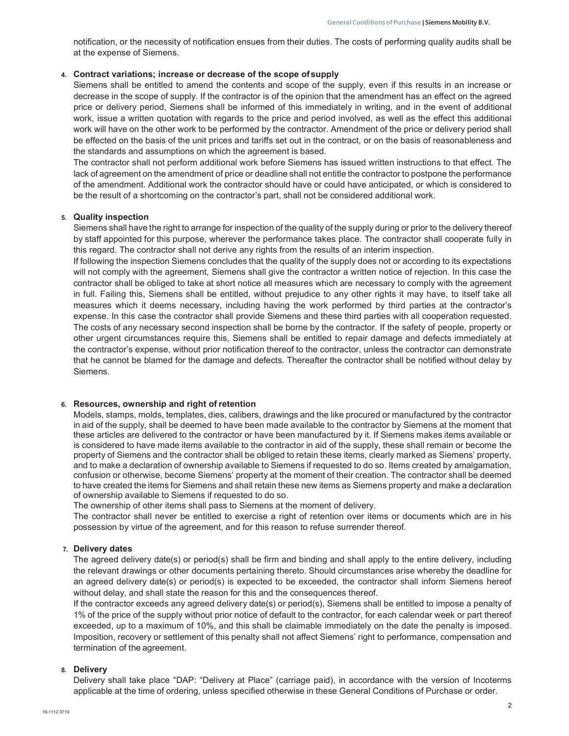notification, or the necessity of notification ensues from their duties. The costs of performing quality audits shall be at the expense of Siemens.

4. **Contract variations; increase or decrease of the scope of supply**

Siemens shall be entitled to amend the contents and scope of the supply, even if this results in an increase or decrease in the scope of supply. If the contractor is of the opinion that the amendment has an effect on the agreed price or delivery period, Siemens shall be informed of this immediately in writing, and in the event of additional work, issue a written quotation with regards to the price and period involved, as well as the effect this additional work will have on the other work to be performed by the contractor. Amendment of the price or delivery period shall be effected on the basis of the unit prices and tariffs set out in the contract, or on the basis of reasonableness and the standards and assumptions on which the agreement is based.

The contractor shall not perform additional work before Siemens has issued written instructions to that effect. The lack of agreement on the amendment of price or deadline shall not entitle the contractor to postpone the performance of the amendment. Additional work the contractor should have or could have anticipated, or which is considered to be the result of a shortcoming on the contractor's part, shall not be considered additional work.

5. **Quality inspection**

Siemens shall have the right to arrange for inspection of the quality of the supply during or prior to the delivery thereof by staff appointed for this purpose, wherever the performance takes place. The contractor shall cooperate fully in this regard. The contractor shall not derive any rights from the results of an interim inspection.

If following the inspection Siemens concludes that the quality of the supply does not or according to its expectations will not comply with the agreement, Siemens shall give the contractor a written notice of rejection. In this case the contractor shall be obliged to take at short notice all measures which are necessary to comply with the agreement in full. Failing this, Siemens shall be entitled, without prejudice to any other rights it may have, to itself take all measures which it deems necessary, including having the work performed by third parties at the contractor's expense. In this case the contractor shall provide Siemens and these third parties with all cooperation requested. The costs of any necessary second inspection shall be borne by the contractor. If the safety of people, property or other urgent circumstances require this, Siemens shall be entitled to repair damage and defects immediately at the contractor's expense, without prior notification thereof to the contractor, unless the contractor can demonstrate that he cannot be blamed for the damage and defects. Thereafter the contractor shall be notified without delay by Siemens.

6. **Resources, ownership and right of retention**

Models, stamps, molds, templates, dies, calibers, drawings and the like procured or manufactured by the contractor in aid of the supply, shall be deemed to have been made available to the contractor by Siemens at the moment that these articles are delivered to the contractor or have been manufactured by it. If Siemens makes items available or is considered to have made items available to the contractor in aid of the supply, these shall remain or become the property of Siemens and the contractor shall be obliged to retain these items, clearly marked as Siemens' property, and to make a declaration of ownership available to Siemens if requested to do so. Items created by amalgamation, confusion or otherwise, become Siemens' property at the moment of their creation. The contractor shall be deemed to have created the items for Siemens and shall retain these new items as Siemens property and make a declaration of ownership available to Siemens if requested to do so.

The ownership of other items shall pass to Siemens at the moment of delivery.

The contractor shall never be entitled to exercise a right of retention over items or documents which are in his possession by virtue of the agreement, and for this reason to refuse surrender thereof.

7. **Delivery dates**

The agreed delivery date(s) or period(s) shall be firm and binding and shall apply to the entire delivery, including the relevant drawings or other documents pertaining thereto. Should circumstances arise whereby the deadline for an agreed delivery date(s) or period(s) is expected to be exceeded, the contractor shall inform Siemens hereof without delay, and shall state the reason for this and the consequences thereof.

If the contractor exceeds any agreed delivery date(s) or period(s), Siemens shall be entitled to impose a penalty of 1% of the price of the supply without prior notice of default to the contractor, for each calendar week or part thereof exceeded, up to a maximum of 10%, and this shall be claimable immediately on the date the penalty is imposed. Imposition, recovery or settlement of this penalty shall not affect Siemens' right to performance, compensation and termination of the agreement.

8. **Delivery**

Delivery shall take place "DAP: "Delivery at Place" (carriage paid), in accordance with the version of Incoterms applicable at the time of ordering, unless specified otherwise in these General Conditions of Purchase or order.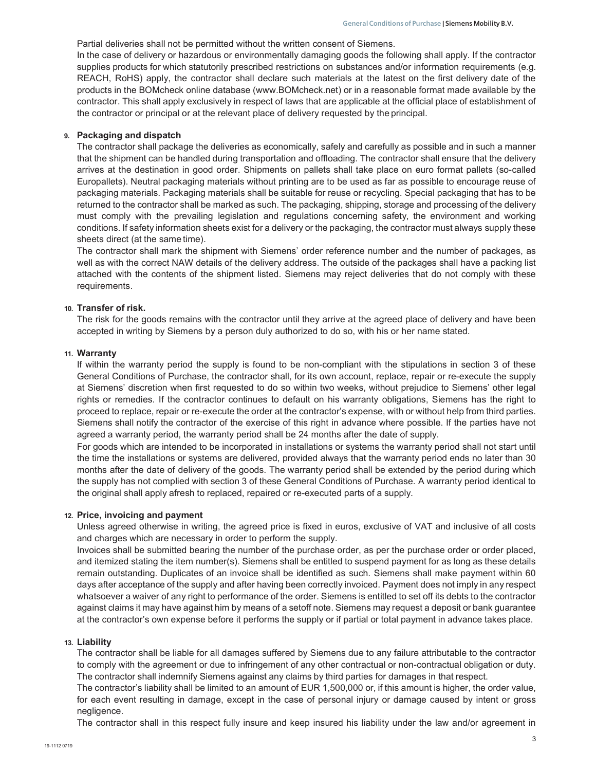Partial deliveries shall not be permitted without the written consent of Siemens.

In the case of delivery or hazardous or environmentally damaging goods the following shall apply. If the contractor supplies products for which statutorily prescribed restrictions on substances and/or information requirements (e.g. REACH, RoHS) apply, the contractor shall declare such materials at the latest on the first delivery date of the products in the BOMcheck online database (www.BOMcheck.net) or in a reasonable format made available by the contractor. This shall apply exclusively in respect of laws that are applicable at the official place of establishment of the contractor or principal or at the relevant place of delivery requested by the principal.

## 9. Packaging and dispatch

The contractor shall package the deliveries as economically, safely and carefully as possible and in such a manner that the shipment can be handled during transportation and offloading. The contractor shall ensure that the delivery arrives at the destination in good order. Shipments on pallets shall take place on euro format pallets (so-called Europallets). Neutral packaging materials without printing are to be used as far as possible to encourage reuse of packaging materials. Packaging materials shall be suitable for reuse or recycling. Special packaging that has to be returned to the contractor shall be marked as such. The packaging, shipping, storage and processing of the delivery must comply with the prevailing legislation and regulations concerning safety, the environment and working conditions. If safety information sheets exist for a delivery or the packaging, the contractor must always supply these sheets direct (at the same time).

The contractor shall mark the shipment with Siemens' order reference number and the number of packages, as well as with the correct NAW details of the delivery address. The outside of the packages shall have a packing list attached with the contents of the shipment listed. Siemens may reject deliveries that do not comply with these requirements.

## 10. Transfer of risk.

The risk for the goods remains with the contractor until they arrive at the agreed place of delivery and have been accepted in writing by Siemens by a person duly authorized to do so, with his or her name stated.

## 11. Warranty

If within the warranty period the supply is found to be non-compliant with the stipulations in section 3 of these General Conditions of Purchase, the contractor shall, for its own account, replace, repair or re-execute the supply at Siemens' discretion when first requested to do so within two weeks, without prejudice to Siemens' other legal rights or remedies. If the contractor continues to default on his warranty obligations, Siemens has the right to proceed to replace, repair or re-execute the order at the contractor's expense, with or without help from third parties. Siemens shall notify the contractor of the exercise of this right in advance where possible. If the parties have not agreed a warranty period, the warranty period shall be 24 months after the date of supply.

For goods which are intended to be incorporated in installations or systems the warranty period shall not start until the time the installations or systems are delivered, provided always that the warranty period ends no later than 30 months after the date of delivery of the goods. The warranty period shall be extended by the period during which the supply has not complied with section 3 of these General Conditions of Purchase. A warranty period identical to the original shall apply afresh to replaced, repaired or re-executed parts of a supply.

## 12. Price, invoicing and payment

Unless agreed otherwise in writing, the agreed price is fixed in euros, exclusive of VAT and inclusive of all costs and charges which are necessary in order to perform the supply.

Invoices shall be submitted bearing the number of the purchase order, as per the purchase order or order placed, and itemized stating the item number(s). Siemens shall be entitled to suspend payment for as long as these details remain outstanding. Duplicates of an invoice shall be identified as such. Siemens shall make payment within 60 days after acceptance of the supply and after having been correctly invoiced. Payment does not imply in any respect whatsoever a waiver of any right to performance of the order. Siemens is entitled to set off its debts to the contractor against claims it may have against him by means of a setoff note. Siemens may request a deposit or bank guarantee at the contractor's own expense before it performs the supply or if partial or total payment in advance takes place.

## 13. Liability

The contractor shall be liable for all damages suffered by Siemens due to any failure attributable to the contractor to comply with the agreement or due to infringement of any other contractual or non-contractual obligation or duty. The contractor shall indemnify Siemens against any claims by third parties for damages in that respect.

The contractor's liability shall be limited to an amount of EUR 1,500,000 or, if this amount is higher, the order value, for each event resulting in damage, except in the case of personal injury or damage caused by intent or gross negligence.

The contractor shall in this respect fully insure and keep insured his liability under the law and/or agreement in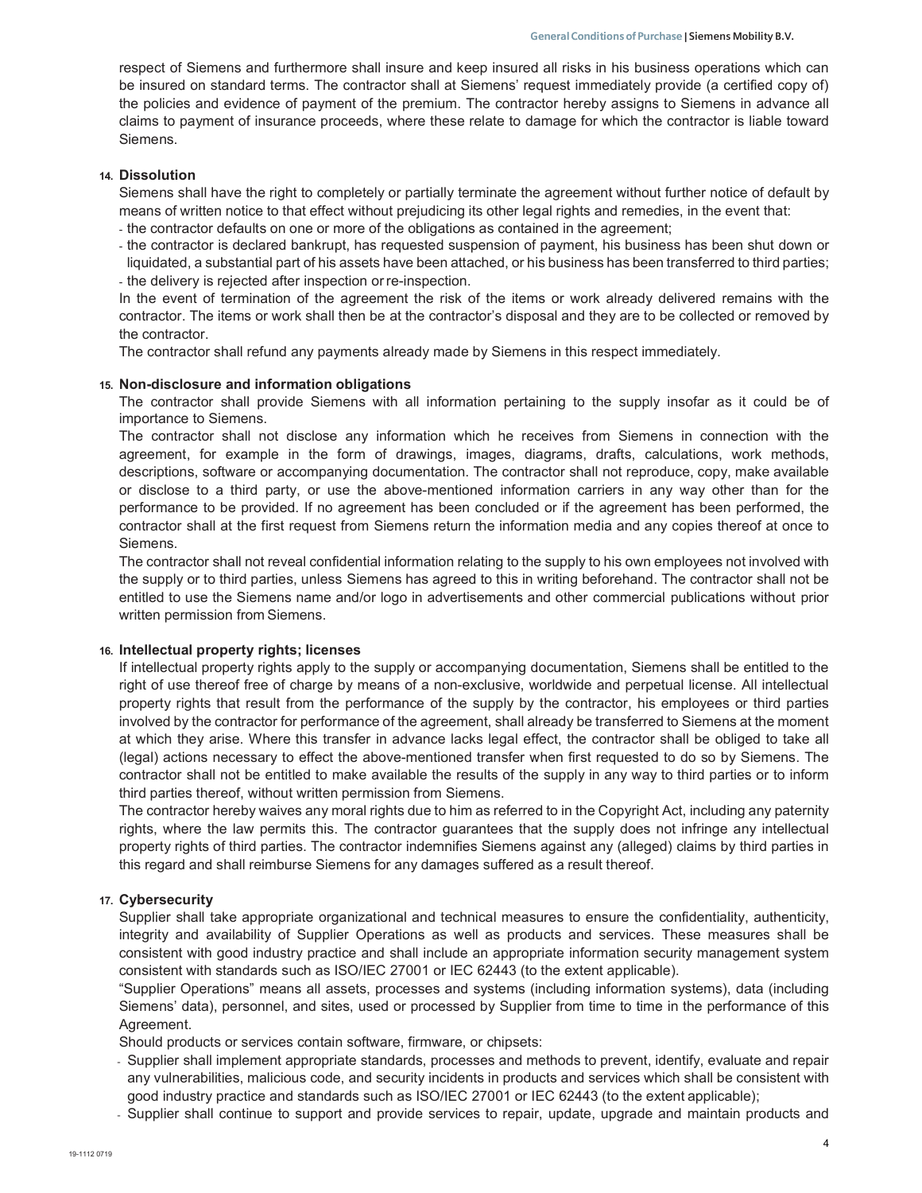respect of Siemens and furthermore shall insure and keep insured all risks in his business operations which can be insured on standard terms. The contractor shall at Siemens' request immediately provide (a certified copy of) the policies and evidence of payment of the premium. The contractor hereby assigns to Siemens in advance all claims to payment of insurance proceeds, where these relate to damage for which the contractor is liable toward Siemens.

**14. Dissolution**

Siemens shall have the right to completely or partially terminate the agreement without further notice of default by means of written notice to that effect without prejudicing its other legal rights and remedies, in the event that:

- the contractor defaults on one or more of the obligations as contained in the agreement;
- the contractor is declared bankrupt, has requested suspension of payment, his business has been shut down or liquidated, a substantial part of his assets have been attached, or his business has been transferred to third parties;
- the delivery is rejected after inspection or re-inspection.

In the event of termination of the agreement the risk of the items or work already delivered remains with the contractor. The items or work shall then be at the contractor's disposal and they are to be collected or removed by the contractor.

The contractor shall refund any payments already made by Siemens in this respect immediately.

**15. Non-disclosure and information obligations**

The contractor shall provide Siemens with all information pertaining to the supply insofar as it could be of importance to Siemens.

The contractor shall not disclose any information which he receives from Siemens in connection with the agreement, for example in the form of drawings, images, diagrams, drafts, calculations, work methods, descriptions, software or accompanying documentation. The contractor shall not reproduce, copy, make available or disclose to a third party, or use the above-mentioned information carriers in any way other than for the performance to be provided. If no agreement has been concluded or if the agreement has been performed, the contractor shall at the first request from Siemens return the information media and any copies thereof at once to Siemens.

The contractor shall not reveal confidential information relating to the supply to his own employees not involved with the supply or to third parties, unless Siemens has agreed to this in writing beforehand. The contractor shall not be entitled to use the Siemens name and/or logo in advertisements and other commercial publications without prior written permission from Siemens.

**16. Intellectual property rights; licenses**

If intellectual property rights apply to the supply or accompanying documentation, Siemens shall be entitled to the right of use thereof free of charge by means of a non-exclusive, worldwide and perpetual license. All intellectual property rights that result from the performance of the supply by the contractor, his employees or third parties involved by the contractor for performance of the agreement, shall already be transferred to Siemens at the moment at which they arise. Where this transfer in advance lacks legal effect, the contractor shall be obliged to take all (legal) actions necessary to effect the above-mentioned transfer when first requested to do so by Siemens. The contractor shall not be entitled to make available the results of the supply in any way to third parties or to inform third parties thereof, without written permission from Siemens.

The contractor hereby waives any moral rights due to him as referred to in the Copyright Act, including any paternity rights, where the law permits this. The contractor guarantees that the supply does not infringe any intellectual property rights of third parties. The contractor indemnifies Siemens against any (alleged) claims by third parties in this regard and shall reimburse Siemens for any damages suffered as a result thereof.

**17. Cybersecurity**

Supplier shall take appropriate organizational and technical measures to ensure the confidentiality, authenticity, integrity and availability of Supplier Operations as well as products and services. These measures shall be consistent with good industry practice and shall include an appropriate information security management system consistent with standards such as ISO/IEC 27001 or IEC 62443 (to the extent applicable).

"Supplier Operations" means all assets, processes and systems (including information systems), data (including Siemens' data), personnel, and sites, used or processed by Supplier from time to time in the performance of this Agreement.

Should products or services contain software, firmware, or chipsets:

- Supplier shall implement appropriate standards, processes and methods to prevent, identify, evaluate and repair any vulnerabilities, malicious code, and security incidents in products and services which shall be consistent with good industry practice and standards such as ISO/IEC 27001 or IEC 62443 (to the extent applicable);
- Supplier shall continue to support and provide services to repair, update, upgrade and maintain products and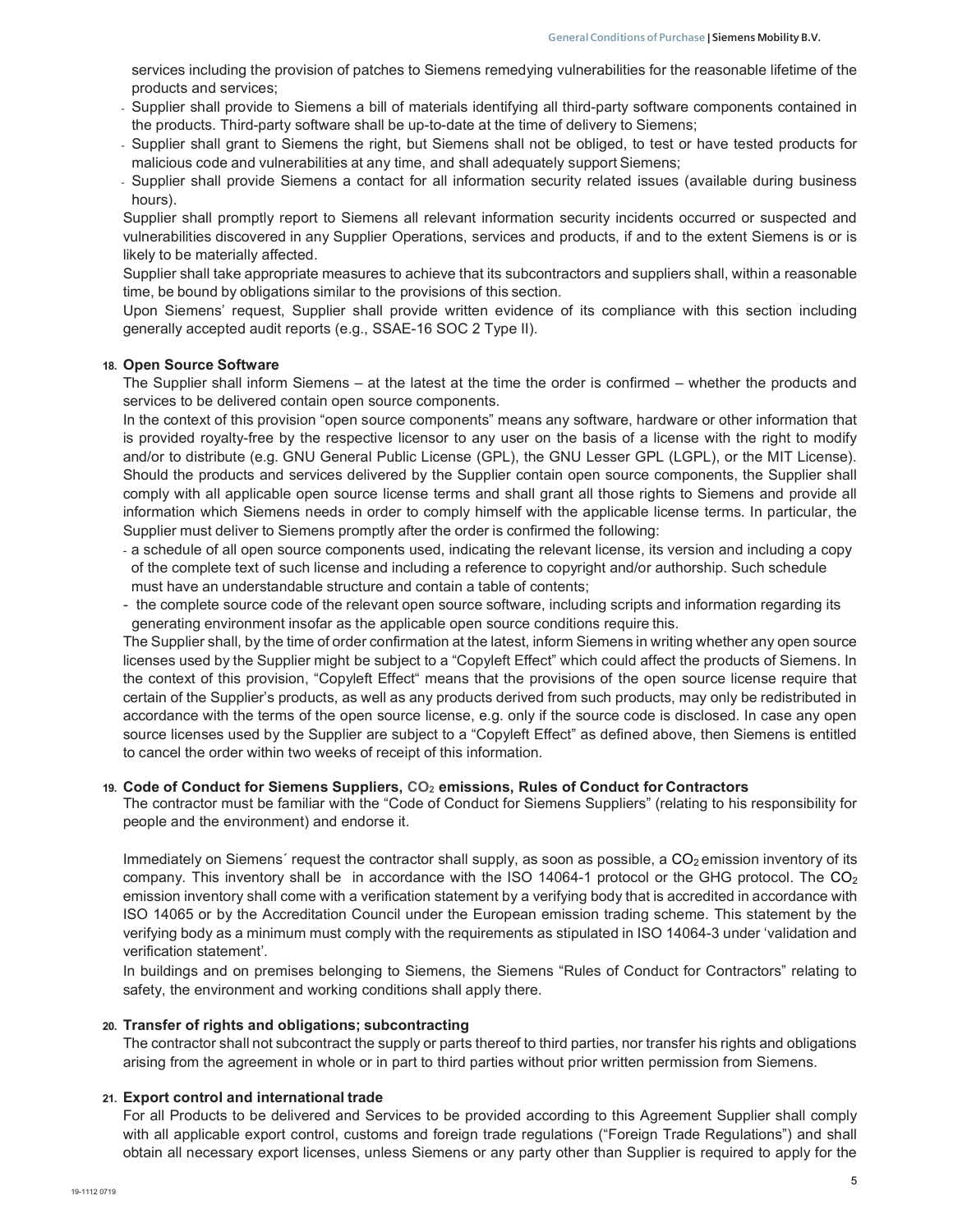services including the provision of patches to Siemens remedying vulnerabilities for the reasonable lifetime of the products and services;

- Supplier shall provide to Siemens a bill of materials identifying all third-party software components contained in the products. Third-party software shall be up-to-date at the time of delivery to Siemens;
- Supplier shall grant to Siemens the right, but Siemens shall not be obliged, to test or have tested products for malicious code and vulnerabilities at any time, and shall adequately support Siemens;
- Supplier shall provide Siemens a contact for all information security related issues (available during business hours).

Supplier shall promptly report to Siemens all relevant information security incidents occurred or suspected and vulnerabilities discovered in any Supplier Operations, services and products, if and to the extent Siemens is or is likely to be materially affected.

Supplier shall take appropriate measures to achieve that its subcontractors and suppliers shall, within a reasonable time, be bound by obligations similar to the provisions of this section.

Upon Siemens' request, Supplier shall provide written evidence of its compliance with this section including generally accepted audit reports (e.g., SSAE-16 SOC 2 Type II).

**18. Open Source Software**

The Supplier shall inform Siemens – at the latest at the time the order is confirmed – whether the products and services to be delivered contain open source components.

In the context of this provision "open source components" means any software, hardware or other information that is provided royalty-free by the respective licensor to any user on the basis of a license with the right to modify and/or to distribute (e.g. GNU General Public License (GPL), the GNU Lesser GPL (LGPL), or the MIT License). Should the products and services delivered by the Supplier contain open source components, the Supplier shall comply with all applicable open source license terms and shall grant all those rights to Siemens and provide all information which Siemens needs in order to comply himself with the applicable license terms. In particular, the Supplier must deliver to Siemens promptly after the order is confirmed the following:

- a schedule of all open source components used, indicating the relevant license, its version and including a copy of the complete text of such license and including a reference to copyright and/or authorship. Such schedule must have an understandable structure and contain a table of contents;
- the complete source code of the relevant open source software, including scripts and information regarding its generating environment insofar as the applicable open source conditions require this.

The Supplier shall, by the time of order confirmation at the latest, inform Siemens in writing whether any open source licenses used by the Supplier might be subject to a "Copyleft Effect" which could affect the products of Siemens. In the context of this provision, "Copyleft Effect" means that the provisions of the open source license require that certain of the Supplier's products, as well as any products derived from such products, may only be redistributed in accordance with the terms of the open source license, e.g. only if the source code is disclosed. In case any open source licenses used by the Supplier are subject to a "Copyleft Effect" as defined above, then Siemens is entitled to cancel the order within two weeks of receipt of this information.

**19. Code of Conduct for Siemens Suppliers, $CO_2$ emissions, Rules of Conduct for Contractors**

The contractor must be familiar with the "Code of Conduct for Siemens Suppliers" (relating to his responsibility for people and the environment) and endorse it.

Immediately on Siemens´ request the contractor shall supply, as soon as possible, a $CO_2$ emission inventory of its company. This inventory shall be in accordance with the ISO 14064-1 protocol or the GHG protocol. The $CO_2$ emission inventory shall come with a verification statement by a verifying body that is accredited in accordance with ISO 14065 or by the Accreditation Council under the European emission trading scheme. This statement by the verifying body as a minimum must comply with the requirements as stipulated in ISO 14064-3 under 'validation and verification statement'.

In buildings and on premises belonging to Siemens, the Siemens "Rules of Conduct for Contractors" relating to safety, the environment and working conditions shall apply there.

**20. Transfer of rights and obligations; subcontracting**

The contractor shall not subcontract the supply or parts thereof to third parties, nor transfer his rights and obligations arising from the agreement in whole or in part to third parties without prior written permission from Siemens.

**21. Export control and international trade**

For all Products to be delivered and Services to be provided according to this Agreement Supplier shall comply with all applicable export control, customs and foreign trade regulations ("Foreign Trade Regulations") and shall obtain all necessary export licenses, unless Siemens or any party other than Supplier is required to apply for the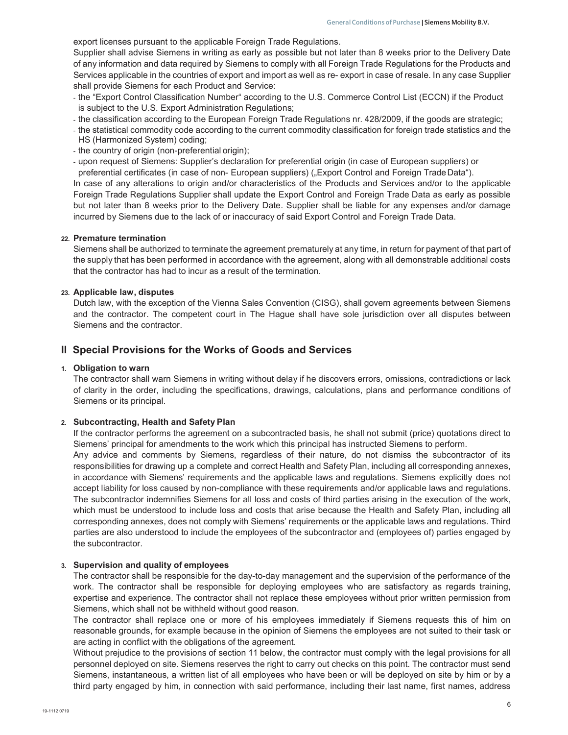export licenses pursuant to the applicable Foreign Trade Regulations.

Supplier shall advise Siemens in writing as early as possible but not later than 8 weeks prior to the Delivery Date of any information and data required by Siemens to comply with all Foreign Trade Regulations for the Products and Services applicable in the countries of export and import as well as re- export in case of resale. In any case Supplier shall provide Siemens for each Product and Service:

- the "Export Control Classification Number" according to the U.S. Commerce Control List (ECCN) if the Product is subject to the U.S. Export Administration Regulations;
- the classification according to the European Foreign Trade Regulations nr. 428/2009, if the goods are strategic;
- the statistical commodity code according to the current commodity classification for foreign trade statistics and the HS (Harmonized System) coding;
- the country of origin (non-preferential origin);
- upon request of Siemens: Supplier's declaration for preferential origin (in case of European suppliers) or preferential certificates (in case of non- European suppliers) („Export Control and Foreign Trade Data").

In case of any alterations to origin and/or characteristics of the Products and Services and/or to the applicable Foreign Trade Regulations Supplier shall update the Export Control and Foreign Trade Data as early as possible but not later than 8 weeks prior to the Delivery Date. Supplier shall be liable for any expenses and/or damage incurred by Siemens due to the lack of or inaccuracy of said Export Control and Foreign Trade Data.

### 22. Premature termination

Siemens shall be authorized to terminate the agreement prematurely at any time, in return for payment of that part of the supply that has been performed in accordance with the agreement, along with all demonstrable additional costs that the contractor has had to incur as a result of the termination.

### 23. Applicable law, disputes

Dutch law, with the exception of the Vienna Sales Convention (CISG), shall govern agreements between Siemens and the contractor. The competent court in The Hague shall have sole jurisdiction over all disputes between Siemens and the contractor.

## II Special Provisions for the Works of Goods and Services

### 1. Obligation to warn

The contractor shall warn Siemens in writing without delay if he discovers errors, omissions, contradictions or lack of clarity in the order, including the specifications, drawings, calculations, plans and performance conditions of Siemens or its principal.

### 2. Subcontracting, Health and Safety Plan

If the contractor performs the agreement on a subcontracted basis, he shall not submit (price) quotations direct to Siemens' principal for amendments to the work which this principal has instructed Siemens to perform.

Any advice and comments by Siemens, regardless of their nature, do not dismiss the subcontractor of its responsibilities for drawing up a complete and correct Health and Safety Plan, including all corresponding annexes, in accordance with Siemens' requirements and the applicable laws and regulations. Siemens explicitly does not accept liability for loss caused by non-compliance with these requirements and/or applicable laws and regulations. The subcontractor indemnifies Siemens for all loss and costs of third parties arising in the execution of the work, which must be understood to include loss and costs that arise because the Health and Safety Plan, including all corresponding annexes, does not comply with Siemens' requirements or the applicable laws and regulations. Third parties are also understood to include the employees of the subcontractor and (employees of) parties engaged by the subcontractor.

### 3. Supervision and quality of employees

The contractor shall be responsible for the day-to-day management and the supervision of the performance of the work. The contractor shall be responsible for deploying employees who are satisfactory as regards training, expertise and experience. The contractor shall not replace these employees without prior written permission from Siemens, which shall not be withheld without good reason.

The contractor shall replace one or more of his employees immediately if Siemens requests this of him on reasonable grounds, for example because in the opinion of Siemens the employees are not suited to their task or are acting in conflict with the obligations of the agreement.

Without prejudice to the provisions of section 11 below, the contractor must comply with the legal provisions for all personnel deployed on site. Siemens reserves the right to carry out checks on this point. The contractor must send Siemens, instantaneous, a written list of all employees who have been or will be deployed on site by him or by a third party engaged by him, in connection with said performance, including their last name, first names, address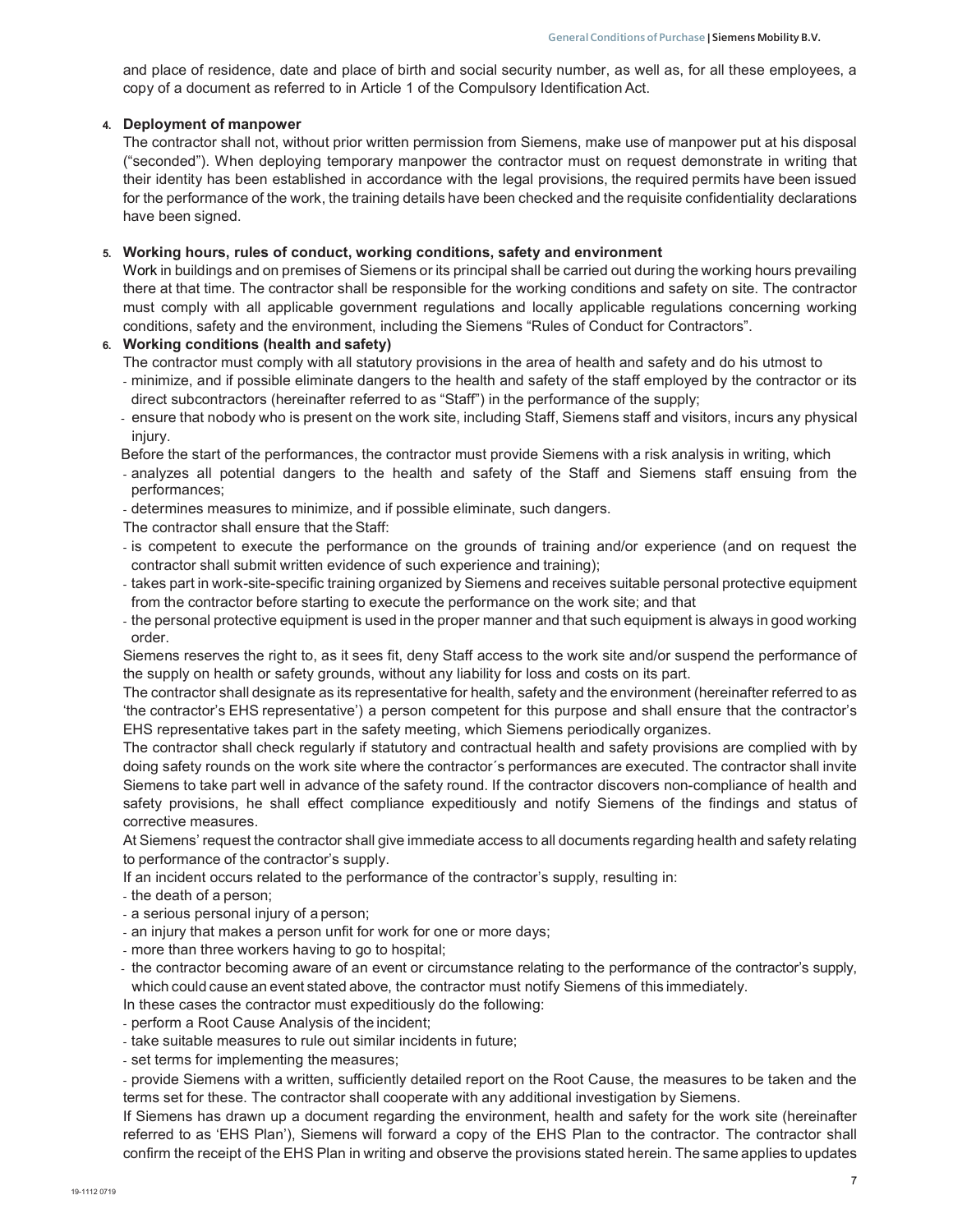and place of residence, date and place of birth and social security number, as well as, for all these employees, a copy of a document as referred to in Article 1 of the Compulsory Identification Act.

**4. Deployment of manpower**

The contractor shall not, without prior written permission from Siemens, make use of manpower put at his disposal ("seconded"). When deploying temporary manpower the contractor must on request demonstrate in writing that their identity has been established in accordance with the legal provisions, the required permits have been issued for the performance of the work, the training details have been checked and the requisite confidentiality declarations have been signed.

**5. Working hours, rules of conduct, working conditions, safety and environment**

Work in buildings and on premises of Siemens or its principal shall be carried out during the working hours prevailing there at that time. The contractor shall be responsible for the working conditions and safety on site. The contractor must comply with all applicable government regulations and locally applicable regulations concerning working conditions, safety and the environment, including the Siemens "Rules of Conduct for Contractors".

**6. Working conditions (health and safety)**

The contractor must comply with all statutory provisions in the area of health and safety and do his utmost to

- minimize, and if possible eliminate dangers to the health and safety of the staff employed by the contractor or its direct subcontractors (hereinafter referred to as "Staff") in the performance of the supply;
- ensure that nobody who is present on the work site, including Staff, Siemens staff and visitors, incurs any physical injury.

Before the start of the performances, the contractor must provide Siemens with a risk analysis in writing, which

- analyzes all potential dangers to the health and safety of the Staff and Siemens staff ensuing from the performances;
- determines measures to minimize, and if possible eliminate, such dangers.

The contractor shall ensure that the Staff:

- is competent to execute the performance on the grounds of training and/or experience (and on request the contractor shall submit written evidence of such experience and training);
- takes part in work-site-specific training organized by Siemens and receives suitable personal protective equipment from the contractor before starting to execute the performance on the work site; and that
- the personal protective equipment is used in the proper manner and that such equipment is always in good working order.

Siemens reserves the right to, as it sees fit, deny Staff access to the work site and/or suspend the performance of the supply on health or safety grounds, without any liability for loss and costs on its part.

The contractor shall designate as its representative for health, safety and the environment (hereinafter referred to as 'the contractor's EHS representative') a person competent for this purpose and shall ensure that the contractor's EHS representative takes part in the safety meeting, which Siemens periodically organizes.

The contractor shall check regularly if statutory and contractual health and safety provisions are complied with by doing safety rounds on the work site where the contractor´s performances are executed. The contractor shall invite Siemens to take part well in advance of the safety round. If the contractor discovers non-compliance of health and safety provisions, he shall effect compliance expeditiously and notify Siemens of the findings and status of corrective measures.

At Siemens' request the contractor shall give immediate access to all documents regarding health and safety relating to performance of the contractor's supply.

If an incident occurs related to the performance of the contractor's supply, resulting in:

- the death of a person;
- a serious personal injury of a person;
- an injury that makes a person unfit for work for one or more days;
- more than three workers having to go to hospital;
- the contractor becoming aware of an event or circumstance relating to the performance of the contractor's supply, which could cause an event stated above, the contractor must notify Siemens of this immediately.

In these cases the contractor must expeditiously do the following:

- perform a Root Cause Analysis of the incident;
- take suitable measures to rule out similar incidents in future;
- set terms for implementing the measures;
- provide Siemens with a written, sufficiently detailed report on the Root Cause, the measures to be taken and the terms set for these. The contractor shall cooperate with any additional investigation by Siemens.

If Siemens has drawn up a document regarding the environment, health and safety for the work site (hereinafter referred to as 'EHS Plan'), Siemens will forward a copy of the EHS Plan to the contractor. The contractor shall confirm the receipt of the EHS Plan in writing and observe the provisions stated herein. The same applies to updates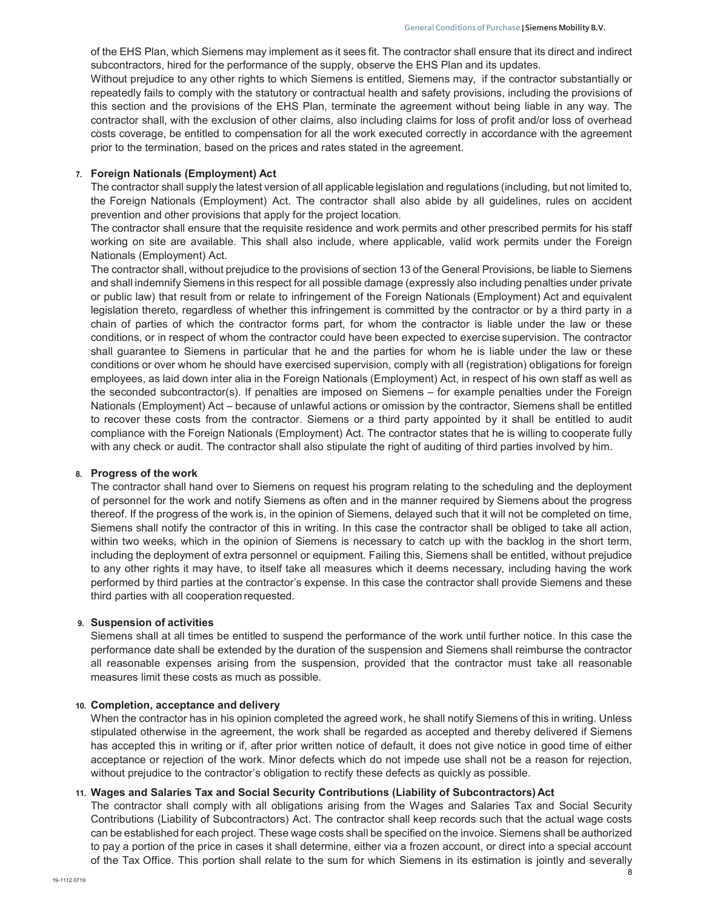of the EHS Plan, which Siemens may implement as it sees fit. The contractor shall ensure that its direct and indirect subcontractors, hired for the performance of the supply, observe the EHS Plan and its updates.

Without prejudice to any other rights to which Siemens is entitled, Siemens may, if the contractor substantially or repeatedly fails to comply with the statutory or contractual health and safety provisions, including the provisions of this section and the provisions of the EHS Plan, terminate the agreement without being liable in any way. The contractor shall, with the exclusion of other claims, also including claims for loss of profit and/or loss of overhead costs coverage, be entitled to compensation for all the work executed correctly in accordance with the agreement prior to the termination, based on the prices and rates stated in the agreement.

**7. Foreign Nationals (Employment) Act**

The contractor shall supply the latest version of all applicable legislation and regulations (including, but not limited to, the Foreign Nationals (Employment) Act. The contractor shall also abide by all guidelines, rules on accident prevention and other provisions that apply for the project location.

The contractor shall ensure that the requisite residence and work permits and other prescribed permits for his staff working on site are available. This shall also include, where applicable, valid work permits under the Foreign Nationals (Employment) Act.

The contractor shall, without prejudice to the provisions of section 13 of the General Provisions, be liable to Siemens and shall indemnify Siemens in this respect for all possible damage (expressly also including penalties under private or public law) that result from or relate to infringement of the Foreign Nationals (Employment) Act and equivalent legislation thereto, regardless of whether this infringement is committed by the contractor or by a third party in a chain of parties of which the contractor forms part, for whom the contractor is liable under the law or these conditions, or in respect of whom the contractor could have been expected to exercise supervision. The contractor shall guarantee to Siemens in particular that he and the parties for whom he is liable under the law or these conditions or over whom he should have exercised supervision, comply with all (registration) obligations for foreign employees, as laid down inter alia in the Foreign Nationals (Employment) Act, in respect of his own staff as well as the seconded subcontractor(s). If penalties are imposed on Siemens – for example penalties under the Foreign Nationals (Employment) Act – because of unlawful actions or omission by the contractor, Siemens shall be entitled to recover these costs from the contractor. Siemens or a third party appointed by it shall be entitled to audit compliance with the Foreign Nationals (Employment) Act. The contractor states that he is willing to cooperate fully with any check or audit. The contractor shall also stipulate the right of auditing of third parties involved by him.

**8. Progress of the work**

The contractor shall hand over to Siemens on request his program relating to the scheduling and the deployment of personnel for the work and notify Siemens as often and in the manner required by Siemens about the progress thereof. If the progress of the work is, in the opinion of Siemens, delayed such that it will not be completed on time, Siemens shall notify the contractor of this in writing. In this case the contractor shall be obliged to take all action, within two weeks, which in the opinion of Siemens is necessary to catch up with the backlog in the short term, including the deployment of extra personnel or equipment. Failing this, Siemens shall be entitled, without prejudice to any other rights it may have, to itself take all measures which it deems necessary, including having the work performed by third parties at the contractor's expense. In this case the contractor shall provide Siemens and these third parties with all cooperation requested.

**9. Suspension of activities**

Siemens shall at all times be entitled to suspend the performance of the work until further notice. In this case the performance date shall be extended by the duration of the suspension and Siemens shall reimburse the contractor all reasonable expenses arising from the suspension, provided that the contractor must take all reasonable measures limit these costs as much as possible.

**10. Completion, acceptance and delivery**

When the contractor has in his opinion completed the agreed work, he shall notify Siemens of this in writing. Unless stipulated otherwise in the agreement, the work shall be regarded as accepted and thereby delivered if Siemens has accepted this in writing or if, after prior written notice of default, it does not give notice in good time of either acceptance or rejection of the work. Minor defects which do not impede use shall not be a reason for rejection, without prejudice to the contractor's obligation to rectify these defects as quickly as possible.

**11. Wages and Salaries Tax and Social Security Contributions (Liability of Subcontractors) Act**

The contractor shall comply with all obligations arising from the Wages and Salaries Tax and Social Security Contributions (Liability of Subcontractors) Act. The contractor shall keep records such that the actual wage costs can be established for each project. These wage costs shall be specified on the invoice. Siemens shall be authorized to pay a portion of the price in cases it shall determine, either via a frozen account, or direct into a special account of the Tax Office. This portion shall relate to the sum for which Siemens in its estimation is jointly and severally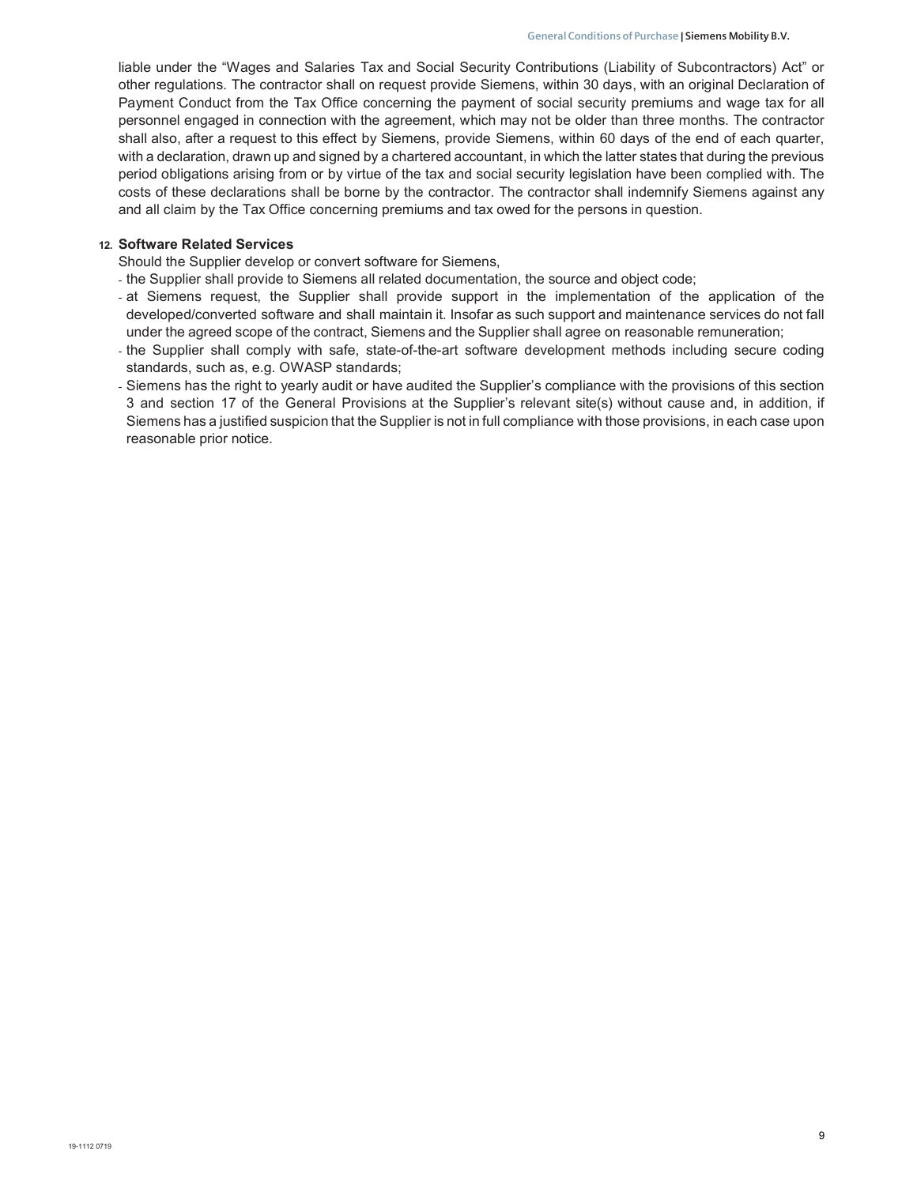liable under the "Wages and Salaries Tax and Social Security Contributions (Liability of Subcontractors) Act" or other regulations. The contractor shall on request provide Siemens, within 30 days, with an original Declaration of Payment Conduct from the Tax Office concerning the payment of social security premiums and wage tax for all personnel engaged in connection with the agreement, which may not be older than three months. The contractor shall also, after a request to this effect by Siemens, provide Siemens, within 60 days of the end of each quarter, with a declaration, drawn up and signed by a chartered accountant, in which the latter states that during the previous period obligations arising from or by virtue of the tax and social security legislation have been complied with. The costs of these declarations shall be borne by the contractor. The contractor shall indemnify Siemens against any and all claim by the Tax Office concerning premiums and tax owed for the persons in question.

## 12. Software Related Services

Should the Supplier develop or convert software for Siemens,

- the Supplier shall provide to Siemens all related documentation, the source and object code;
- at Siemens request, the Supplier shall provide support in the implementation of the application of the developed/converted software and shall maintain it. Insofar as such support and maintenance services do not fall under the agreed scope of the contract, Siemens and the Supplier shall agree on reasonable remuneration;
- the Supplier shall comply with safe, state-of-the-art software development methods including secure coding standards, such as, e.g. OWASP standards;
- Siemens has the right to yearly audit or have audited the Supplier's compliance with the provisions of this section 3 and section 17 of the General Provisions at the Supplier's relevant site(s) without cause and, in addition, if Siemens has a justified suspicion that the Supplier is not in full compliance with those provisions, in each case upon reasonable prior notice.